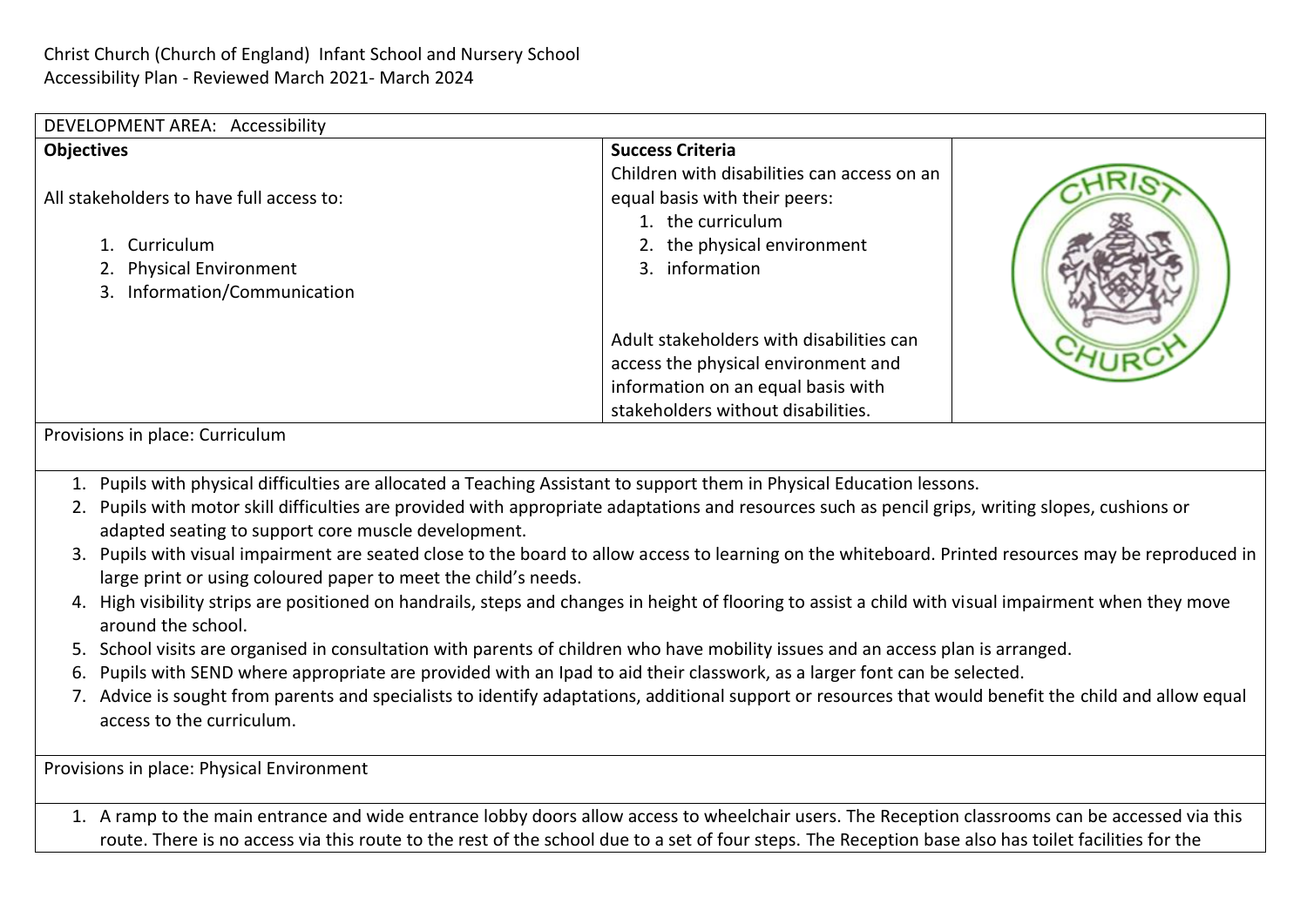Christ Church (Church of England) Infant School and Nursery School
Accessibility Plan - Reviewed March 2021- March 2024

| DEVELOPMENT AREA: Accessibility | | |
|---|---|---|
| **Objectives**<br><br>All stakeholders to have full access to:<br><br>1. Curriculum<br>2. Physical Environment<br>3. Information/Communication | **Success Criteria**<br>Children with disabilities can access on an equal basis with their peers:<br>1. the curriculum<br>2. the physical environment<br>3. information<br><br>Adult stakeholders with disabilities can access the physical environment and information on an equal basis with stakeholders without disabilities. | |

Provisions in place: Curriculum

1. Pupils with physical difficulties are allocated a Teaching Assistant to support them in Physical Education lessons.
2. Pupils with motor skill difficulties are provided with appropriate adaptations and resources such as pencil grips, writing slopes, cushions or adapted seating to support core muscle development.
3. Pupils with visual impairment are seated close to the board to allow access to learning on the whiteboard. Printed resources may be reproduced in large print or using coloured paper to meet the child's needs.
4. High visibility strips are positioned on handrails, steps and changes in height of flooring to assist a child with visual impairment when they move around the school.
5. School visits are organised in consultation with parents of children who have mobility issues and an access plan is arranged.
6. Pupils with SEND where appropriate are provided with an Ipad to aid their classwork, as a larger font can be selected.
7. Advice is sought from parents and specialists to identify adaptations, additional support or resources that would benefit the child and allow equal access to the curriculum.

Provisions in place: Physical Environment

1. A ramp to the main entrance and wide entrance lobby doors allow access to wheelchair users. The Reception classrooms can be accessed via this route. There is no access via this route to the rest of the school due to a set of four steps. The Reception base also has toilet facilities for the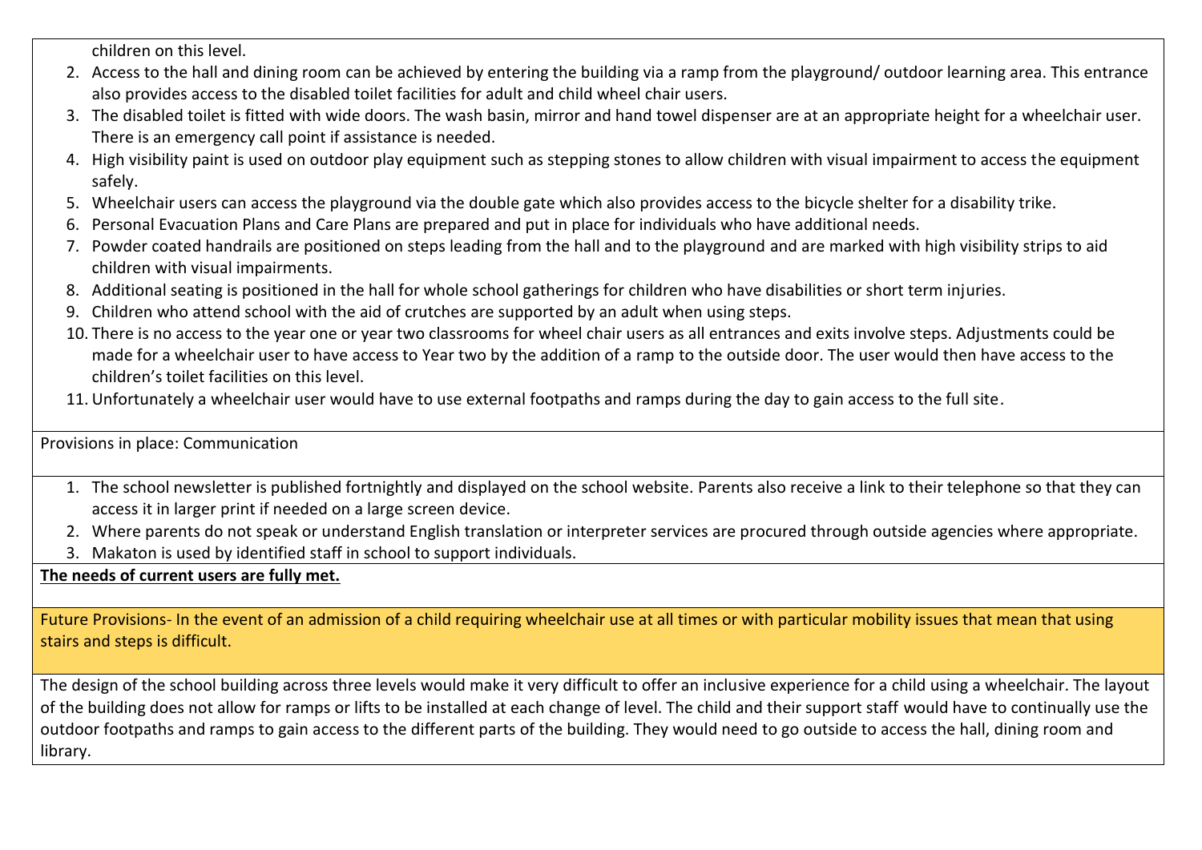children on this level.

2. Access to the hall and dining room can be achieved by entering the building via a ramp from the playground/ outdoor learning area. This entrance also provides access to the disabled toilet facilities for adult and child wheel chair users.
3. The disabled toilet is fitted with wide doors. The wash basin, mirror and hand towel dispenser are at an appropriate height for a wheelchair user. There is an emergency call point if assistance is needed.
4. High visibility paint is used on outdoor play equipment such as stepping stones to allow children with visual impairment to access the equipment safely.
5. Wheelchair users can access the playground via the double gate which also provides access to the bicycle shelter for a disability trike.
6. Personal Evacuation Plans and Care Plans are prepared and put in place for individuals who have additional needs.
7. Powder coated handrails are positioned on steps leading from the hall and to the playground and are marked with high visibility strips to aid children with visual impairments.
8. Additional seating is positioned in the hall for whole school gatherings for children who have disabilities or short term injuries.
9. Children who attend school with the aid of crutches are supported by an adult when using steps.
10. There is no access to the year one or year two classrooms for wheel chair users as all entrances and exits involve steps. Adjustments could be made for a wheelchair user to have access to Year two by the addition of a ramp to the outside door. The user would then have access to the children's toilet facilities on this level.
11. Unfortunately a wheelchair user would have to use external footpaths and ramps during the day to gain access to the full site.

Provisions in place: Communication

1. The school newsletter is published fortnightly and displayed on the school website. Parents also receive a link to their telephone so that they can access it in larger print if needed on a large screen device.
2. Where parents do not speak or understand English translation or interpreter services are procured through outside agencies where appropriate.
3. Makaton is used by identified staff in school to support individuals.

**The needs of current users are fully met.**

Future Provisions- In the event of an admission of a child requiring wheelchair use at all times or with particular mobility issues that mean that using stairs and steps is difficult.

The design of the school building across three levels would make it very difficult to offer an inclusive experience for a child using a wheelchair. The layout of the building does not allow for ramps or lifts to be installed at each change of level. The child and their support staff would have to continually use the outdoor footpaths and ramps to gain access to the different parts of the building. They would need to go outside to access the hall, dining room and library.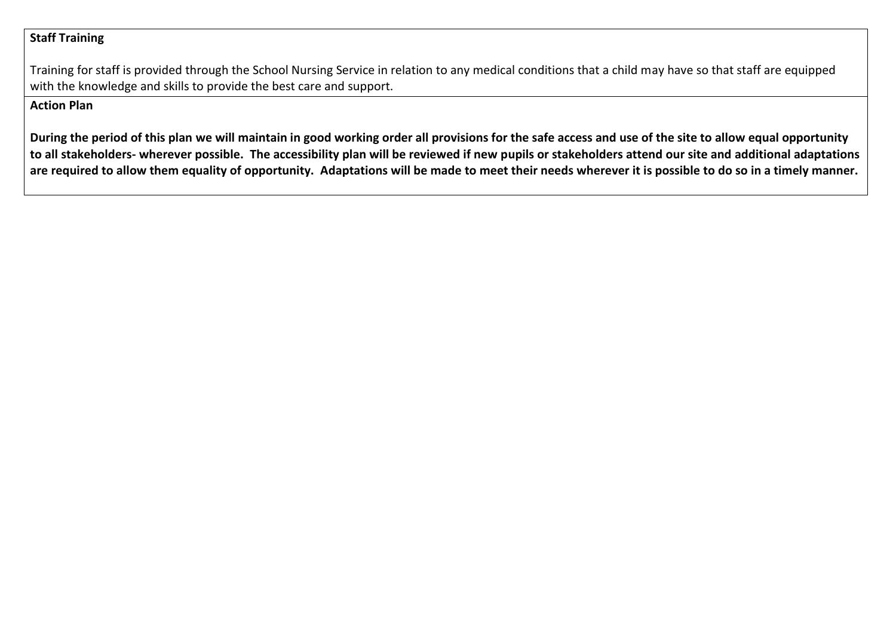**Staff Training**

Training for staff is provided through the School Nursing Service in relation to any medical conditions that a child may have so that staff are equipped with the knowledge and skills to provide the best care and support.

**Action Plan**

**During the period of this plan we will maintain in good working order all provisions for the safe access and use of the site to allow equal opportunity to all stakeholders- wherever possible. The accessibility plan will be reviewed if new pupils or stakeholders attend our site and additional adaptations are required to allow them equality of opportunity. Adaptations will be made to meet their needs wherever it is possible to do so in a timely manner.**